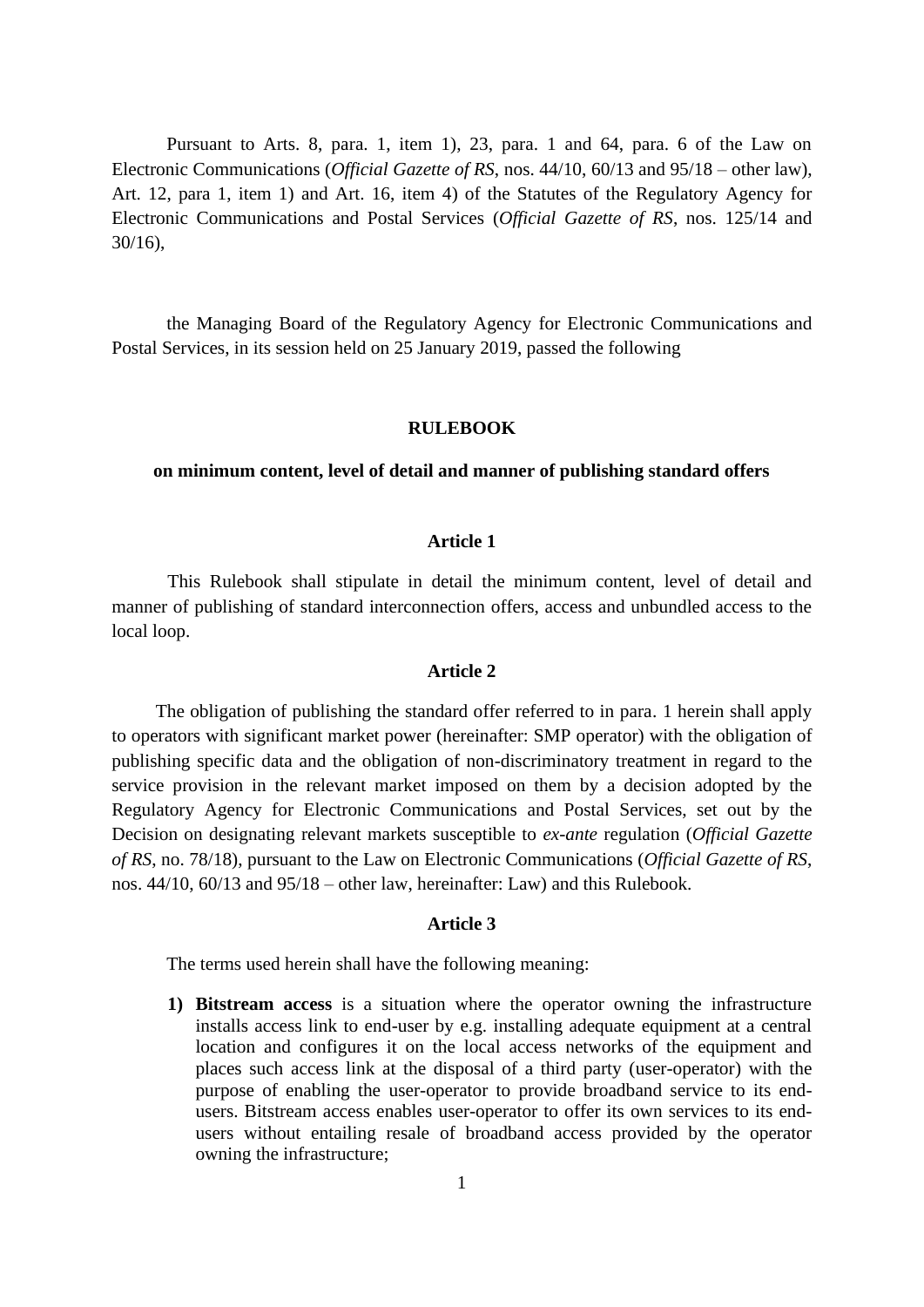Pursuant to Arts. 8, para. 1, item 1), 23, para. 1 and 64, para. 6 of the Law on Electronic Communications (*Official Gazette of RS*, nos. 44/10, 60/13 and 95/18 – other law), Art. 12, para 1, item 1) and Art. 16, item 4) of the Statutes of the Regulatory Agency for Electronic Communications and Postal Services (*Official Gazette of RS*, nos. 125/14 and 30/16),

the Managing Board of the Regulatory Agency for Electronic Communications and Postal Services, in its session held on 25 January 2019, passed the following

# RULEBOOK

## on minimum content, level of detail and manner of publishing standard offers

### Article 1

This Rulebook shall stipulate in detail the minimum content, level of detail and manner of publishing of standard interconnection offers, access and unbundled access to the local loop.

### Article 2

The obligation of publishing the standard offer referred to in para. 1 herein shall apply to operators with significant market power (hereinafter: SMP operator) with the obligation of publishing specific data and the obligation of non-discriminatory treatment in regard to the service provision in the relevant market imposed on them by a decision adopted by the Regulatory Agency for Electronic Communications and Postal Services, set out by the Decision on designating relevant markets susceptible to *ex-ante* regulation (*Official Gazette of RS*, no. 78/18), pursuant to the Law on Electronic Communications (*Official Gazette of RS*, nos. 44/10, 60/13 and 95/18 – other law, hereinafter: Law) and this Rulebook.

### Article 3

The terms used herein shall have the following meaning:

1) **Bitstream access** is a situation where the operator owning the infrastructure installs access link to end-user by e.g. installing adequate equipment at a central location and configures it on the local access networks of the equipment and places such access link at the disposal of a third party (user-operator) with the purpose of enabling the user-operator to provide broadband service to its end-users. Bitstream access enables user-operator to offer its own services to its end-users without entailing resale of broadband access provided by the operator owning the infrastructure;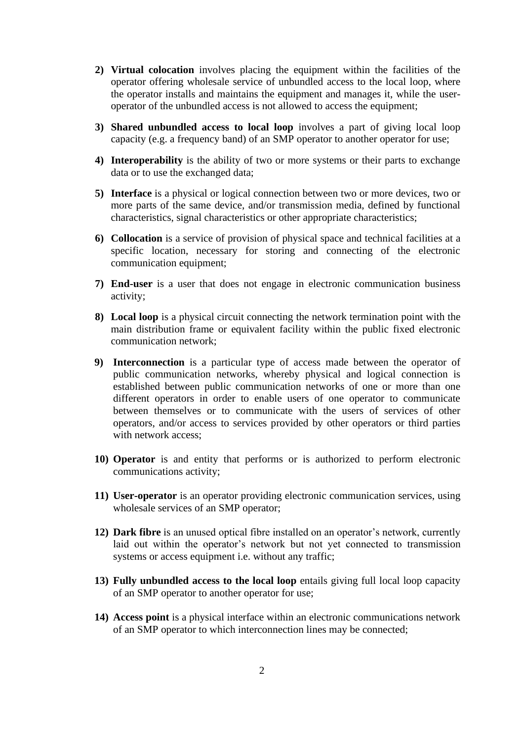2) **Virtual colocation** involves placing the equipment within the facilities of the operator offering wholesale service of unbundled access to the local loop, where the operator installs and maintains the equipment and manages it, while the user-operator of the unbundled access is not allowed to access the equipment;

3) **Shared unbundled access to local loop** involves a part of giving local loop capacity (e.g. a frequency band) of an SMP operator to another operator for use;

4) **Interoperability** is the ability of two or more systems or their parts to exchange data or to use the exchanged data;

5) **Interface** is a physical or logical connection between two or more devices, two or more parts of the same device, and/or transmission media, defined by functional characteristics, signal characteristics or other appropriate characteristics;

6) **Collocation** is a service of provision of physical space and technical facilities at a specific location, necessary for storing and connecting of the electronic communication equipment;

7) **End-user** is a user that does not engage in electronic communication business activity;

8) **Local loop** is a physical circuit connecting the network termination point with the main distribution frame or equivalent facility within the public fixed electronic communication network;

9) **Interconnection** is a particular type of access made between the operator of public communication networks, whereby physical and logical connection is established between public communication networks of one or more than one different operators in order to enable users of one operator to communicate between themselves or to communicate with the users of services of other operators, and/or access to services provided by other operators or third parties with network access;

10) **Operator** is and entity that performs or is authorized to perform electronic communications activity;

11) **User-operator** is an operator providing electronic communication services, using wholesale services of an SMP operator;

12) **Dark fibre** is an unused optical fibre installed on an operator's network, currently laid out within the operator's network but not yet connected to transmission systems or access equipment i.e. without any traffic;

13) **Fully unbundled access to the local loop** entails giving full local loop capacity of an SMP operator to another operator for use;

14) **Access point** is a physical interface within an electronic communications network of an SMP operator to which interconnection lines may be connected;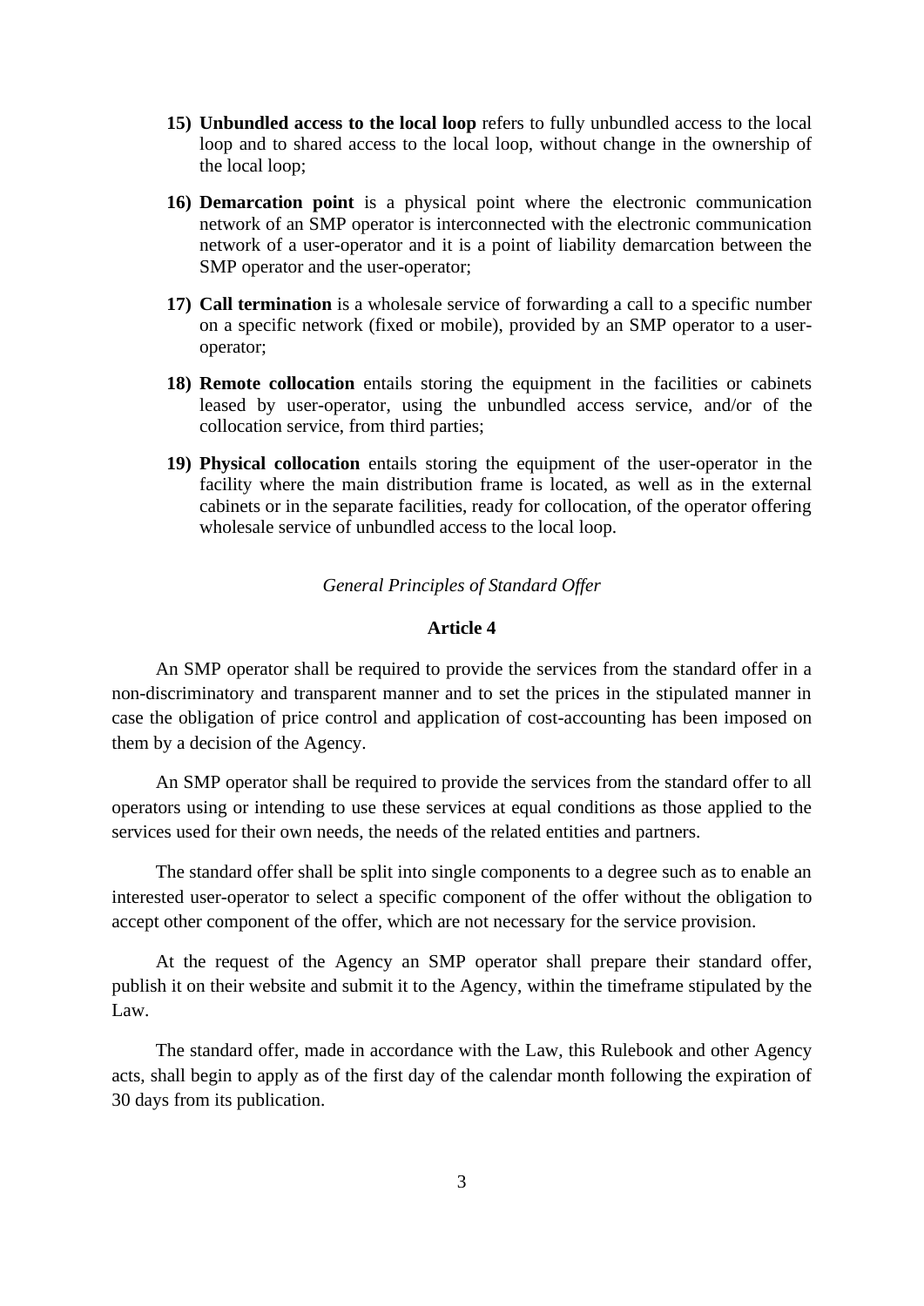15) **Unbundled access to the local loop** refers to fully unbundled access to the local loop and to shared access to the local loop, without change in the ownership of the local loop;

16) **Demarcation point** is a physical point where the electronic communication network of an SMP operator is interconnected with the electronic communication network of a user-operator and it is a point of liability demarcation between the SMP operator and the user-operator;

17) **Call termination** is a wholesale service of forwarding a call to a specific number on a specific network (fixed or mobile), provided by an SMP operator to a user-operator;

18) **Remote collocation** entails storing the equipment in the facilities or cabinets leased by user-operator, using the unbundled access service, and/or of the collocation service, from third parties;

19) **Physical collocation** entails storing the equipment of the user-operator in the facility where the main distribution frame is located, as well as in the external cabinets or in the separate facilities, ready for collocation, of the operator offering wholesale service of unbundled access to the local loop.

*General Principles of Standard Offer*

**Article 4**

An SMP operator shall be required to provide the services from the standard offer in a non-discriminatory and transparent manner and to set the prices in the stipulated manner in case the obligation of price control and application of cost-accounting has been imposed on them by a decision of the Agency.

An SMP operator shall be required to provide the services from the standard offer to all operators using or intending to use these services at equal conditions as those applied to the services used for their own needs, the needs of the related entities and partners.

The standard offer shall be split into single components to a degree such as to enable an interested user-operator to select a specific component of the offer without the obligation to accept other component of the offer, which are not necessary for the service provision.

At the request of the Agency an SMP operator shall prepare their standard offer, publish it on their website and submit it to the Agency, within the timeframe stipulated by the Law.

The standard offer, made in accordance with the Law, this Rulebook and other Agency acts, shall begin to apply as of the first day of the calendar month following the expiration of 30 days from its publication.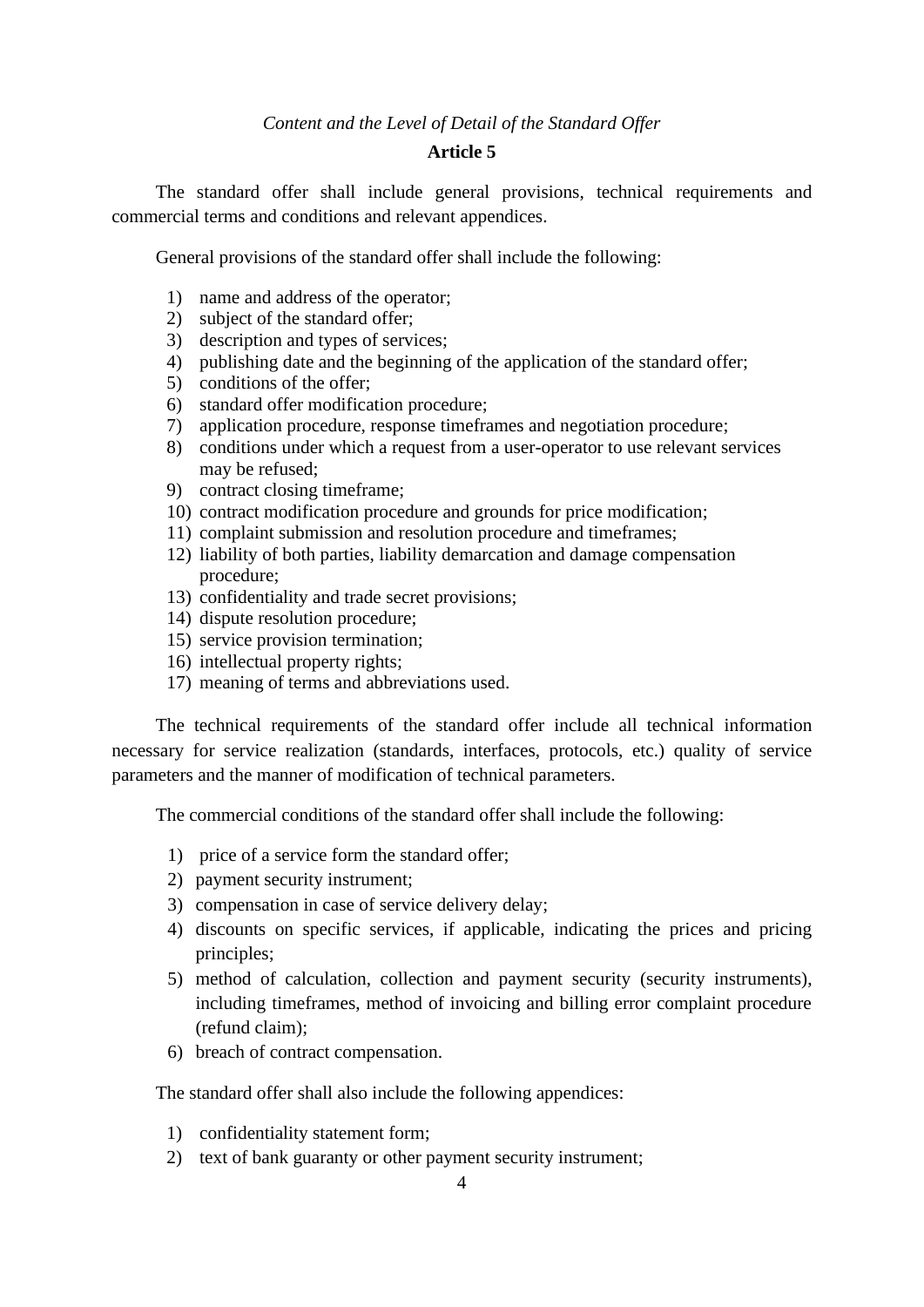*Content and the Level of Detail of the Standard Offer*

**Article 5**

The standard offer shall include general provisions, technical requirements and commercial terms and conditions and relevant appendices.

General provisions of the standard offer shall include the following:

1) name and address of the operator;
2) subject of the standard offer;
3) description and types of services;
4) publishing date and the beginning of the application of the standard offer;
5) conditions of the offer;
6) standard offer modification procedure;
7) application procedure, response timeframes and negotiation procedure;
8) conditions under which a request from a user-operator to use relevant services may be refused;
9) contract closing timeframe;
10) contract modification procedure and grounds for price modification;
11) complaint submission and resolution procedure and timeframes;
12) liability of both parties, liability demarcation and damage compensation procedure;
13) confidentiality and trade secret provisions;
14) dispute resolution procedure;
15) service provision termination;
16) intellectual property rights;
17) meaning of terms and abbreviations used.

The technical requirements of the standard offer include all technical information necessary for service realization (standards, interfaces, protocols, etc.) quality of service parameters and the manner of modification of technical parameters.

The commercial conditions of the standard offer shall include the following:

1) price of a service form the standard offer;
2) payment security instrument;
3) compensation in case of service delivery delay;
4) discounts on specific services, if applicable, indicating the prices and pricing principles;
5) method of calculation, collection and payment security (security instruments), including timeframes, method of invoicing and billing error complaint procedure (refund claim);
6) breach of contract compensation.

The standard offer shall also include the following appendices:

1) confidentiality statement form;
2) text of bank guaranty or other payment security instrument;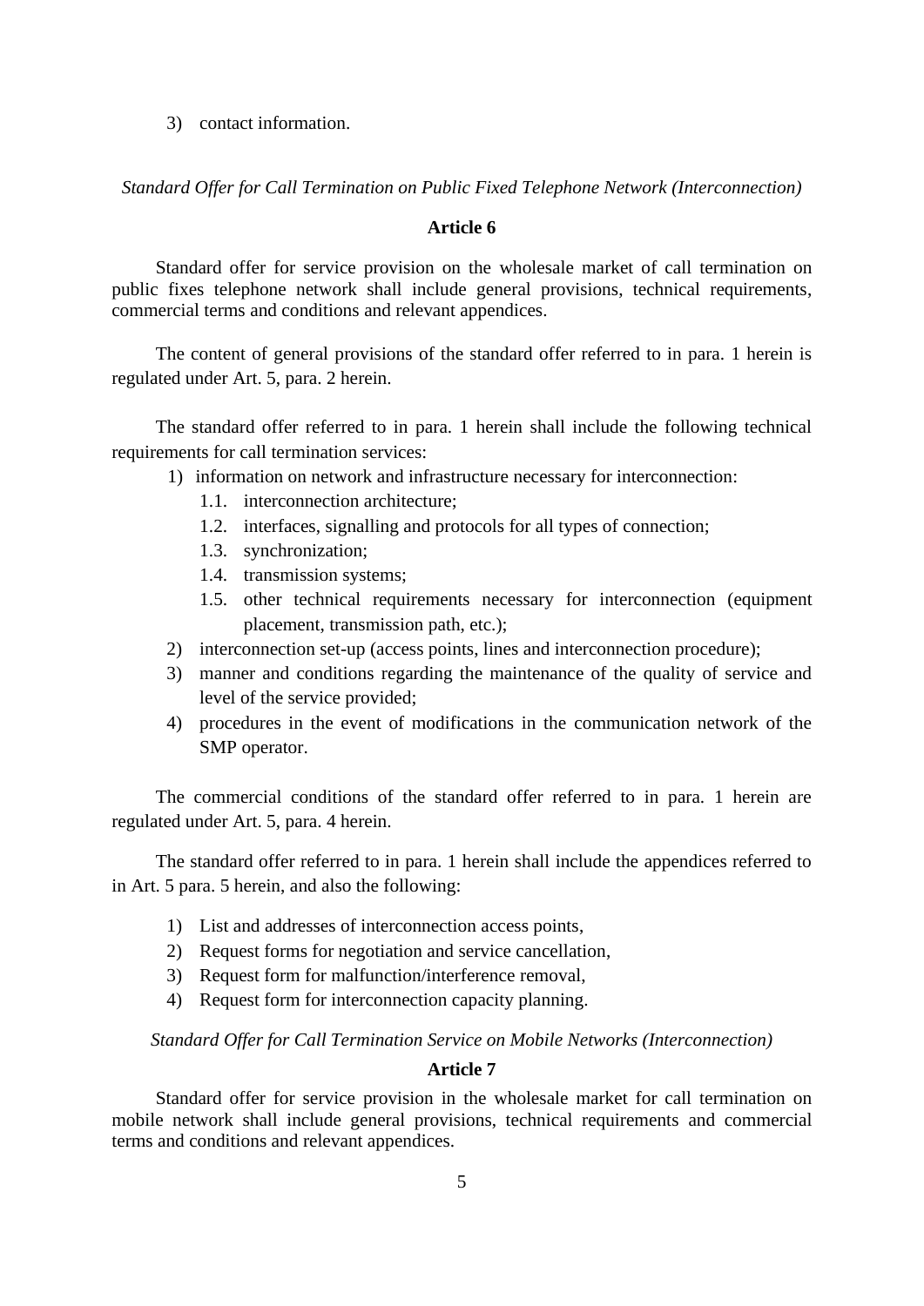3) contact information.

*Standard Offer for Call Termination on Public Fixed Telephone Network (Interconnection)*

**Article 6**

Standard offer for service provision on the wholesale market of call termination on public fixes telephone network shall include general provisions, technical requirements, commercial terms and conditions and relevant appendices.

The content of general provisions of the standard offer referred to in para. 1 herein is regulated under Art. 5, para. 2 herein.

The standard offer referred to in para. 1 herein shall include the following technical requirements for call termination services:

1) information on network and infrastructure necessary for interconnection:
   - 1.1. interconnection architecture;
   - 1.2. interfaces, signalling and protocols for all types of connection;
   - 1.3. synchronization;
   - 1.4. transmission systems;
   - 1.5. other technical requirements necessary for interconnection (equipment placement, transmission path, etc.);
2) interconnection set-up (access points, lines and interconnection procedure);
3) manner and conditions regarding the maintenance of the quality of service and level of the service provided;
4) procedures in the event of modifications in the communication network of the SMP operator.

The commercial conditions of the standard offer referred to in para. 1 herein are regulated under Art. 5, para. 4 herein.

The standard offer referred to in para. 1 herein shall include the appendices referred to in Art. 5 para. 5 herein, and also the following:

1) List and addresses of interconnection access points,
2) Request forms for negotiation and service cancellation,
3) Request form for malfunction/interference removal,
4) Request form for interconnection capacity planning.

*Standard Offer for Call Termination Service on Mobile Networks (Interconnection)*

**Article 7**

Standard offer for service provision in the wholesale market for call termination on mobile network shall include general provisions, technical requirements and commercial terms and conditions and relevant appendices.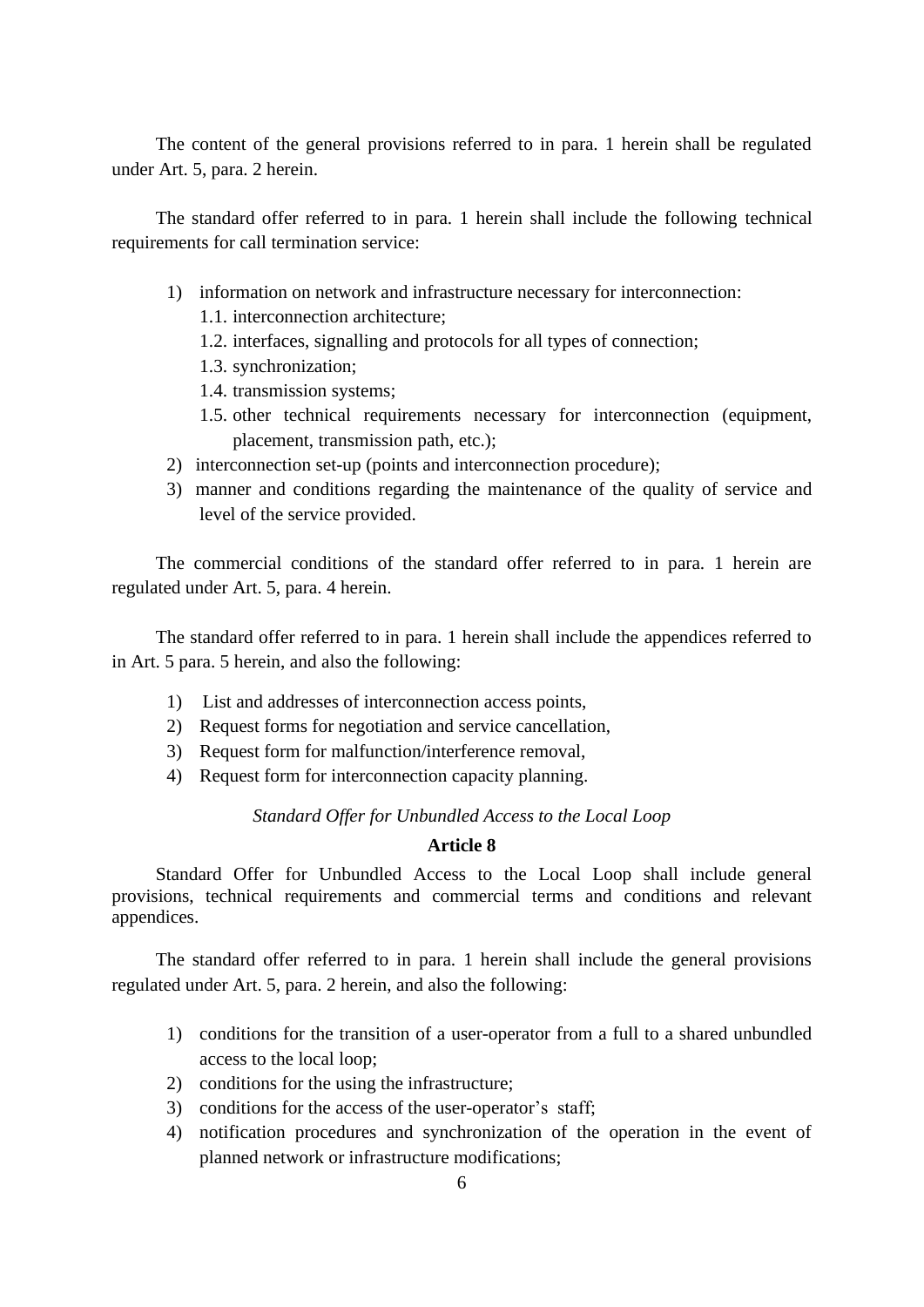The content of the general provisions referred to in para. 1 herein shall be regulated under Art. 5, para. 2 herein.

The standard offer referred to in para. 1 herein shall include the following technical requirements for call termination service:

1) information on network and infrastructure necessary for interconnection:
   1.1. interconnection architecture;
   1.2. interfaces, signalling and protocols for all types of connection;
   1.3. synchronization;
   1.4. transmission systems;
   1.5. other technical requirements necessary for interconnection (equipment, placement, transmission path, etc.);
2) interconnection set-up (points and interconnection procedure);
3) manner and conditions regarding the maintenance of the quality of service and level of the service provided.

The commercial conditions of the standard offer referred to in para. 1 herein are regulated under Art. 5, para. 4 herein.

The standard offer referred to in para. 1 herein shall include the appendices referred to in Art. 5 para. 5 herein, and also the following:

1) List and addresses of interconnection access points,
2) Request forms for negotiation and service cancellation,
3) Request form for malfunction/interference removal,
4) Request form for interconnection capacity planning.

*Standard Offer for Unbundled Access to the Local Loop*

**Article 8**

Standard Offer for Unbundled Access to the Local Loop shall include general provisions, technical requirements and commercial terms and conditions and relevant appendices.

The standard offer referred to in para. 1 herein shall include the general provisions regulated under Art. 5, para. 2 herein, and also the following:

1) conditions for the transition of a user-operator from a full to a shared unbundled access to the local loop;
2) conditions for the using the infrastructure;
3) conditions for the access of the user-operator's staff;
4) notification procedures and synchronization of the operation in the event of planned network or infrastructure modifications;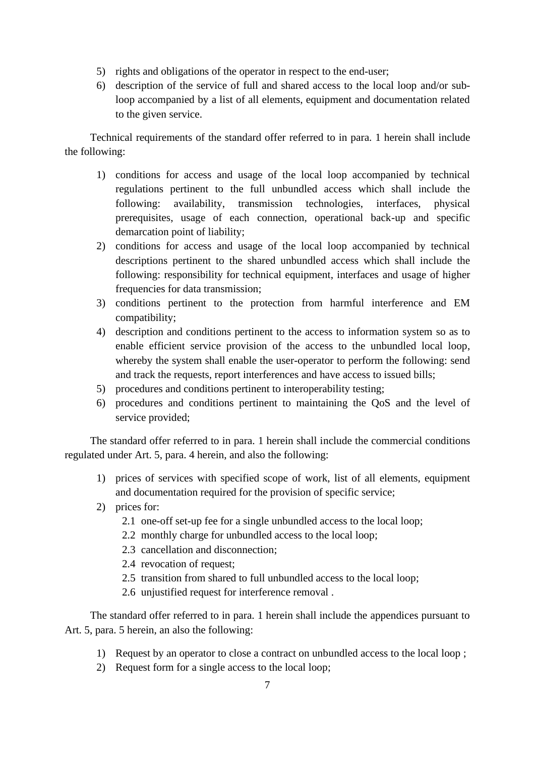5) rights and obligations of the operator in respect to the end-user;
6) description of the service of full and shared access to the local loop and/or sub-loop accompanied by a list of all elements, equipment and documentation related to the given service.

Technical requirements of the standard offer referred to in para. 1 herein shall include the following:

1) conditions for access and usage of the local loop accompanied by technical regulations pertinent to the full unbundled access which shall include the following: availability, transmission technologies, interfaces, physical prerequisites, usage of each connection, operational back-up and specific demarcation point of liability;
2) conditions for access and usage of the local loop accompanied by technical descriptions pertinent to the shared unbundled access which shall include the following: responsibility for technical equipment, interfaces and usage of higher frequencies for data transmission;
3) conditions pertinent to the protection from harmful interference and EM compatibility;
4) description and conditions pertinent to the access to information system so as to enable efficient service provision of the access to the unbundled local loop, whereby the system shall enable the user-operator to perform the following: send and track the requests, report interferences and have access to issued bills;
5) procedures and conditions pertinent to interoperability testing;
6) procedures and conditions pertinent to maintaining the QoS and the level of service provided;

The standard offer referred to in para. 1 herein shall include the commercial conditions regulated under Art. 5, para. 4 herein, and also the following:

1) prices of services with specified scope of work, list of all elements, equipment and documentation required for the provision of specific service;
2) prices for:
   - 2.1 one-off set-up fee for a single unbundled access to the local loop;
   - 2.2 monthly charge for unbundled access to the local loop;
   - 2.3 cancellation and disconnection;
   - 2.4 revocation of request;
   - 2.5 transition from shared to full unbundled access to the local loop;
   - 2.6 unjustified request for interference removal .

The standard offer referred to in para. 1 herein shall include the appendices pursuant to Art. 5, para. 5 herein, an also the following:

1) Request by an operator to close a contract on unbundled access to the local loop ;
2) Request form for a single access to the local loop;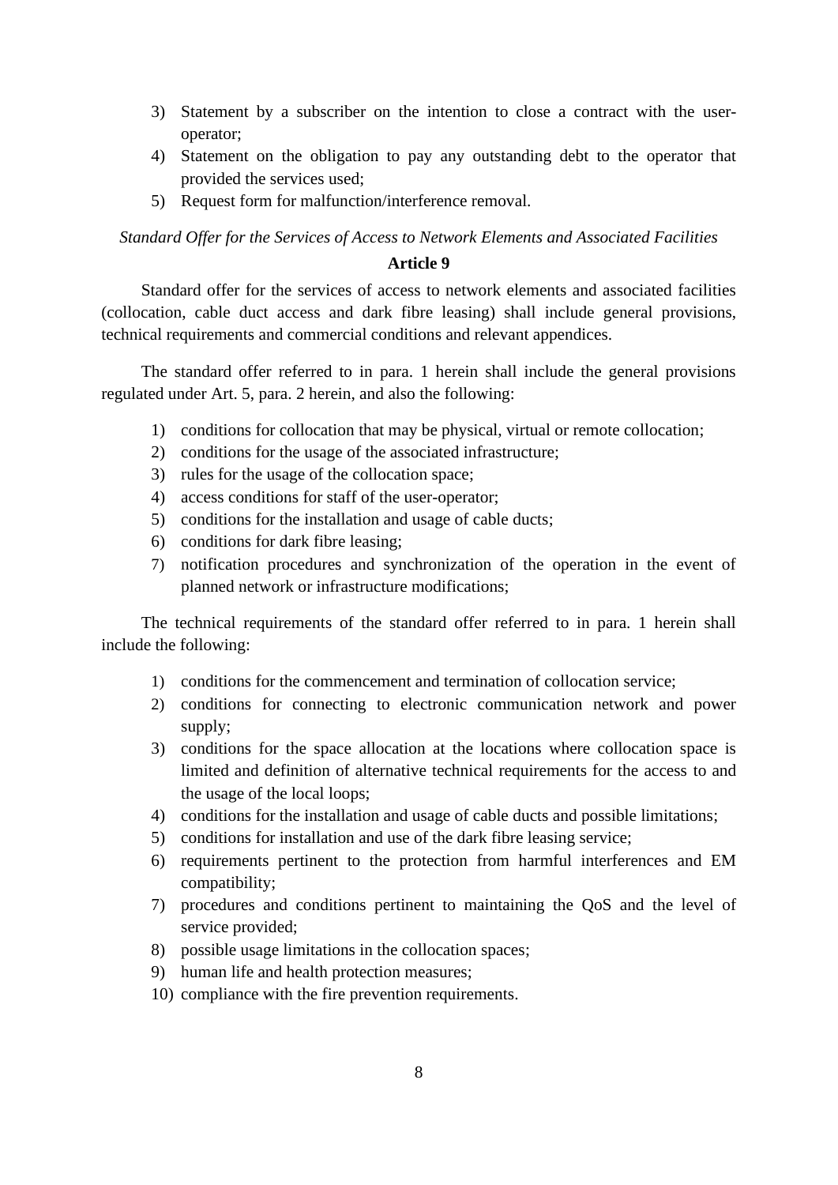3) Statement by a subscriber on the intention to close a contract with the user-operator;
4) Statement on the obligation to pay any outstanding debt to the operator that provided the services used;
5) Request form for malfunction/interference removal.

*Standard Offer for the Services of Access to Network Elements and Associated Facilities*

**Article 9**

Standard offer for the services of access to network elements and associated facilities (collocation, cable duct access and dark fibre leasing) shall include general provisions, technical requirements and commercial conditions and relevant appendices.

The standard offer referred to in para. 1 herein shall include the general provisions regulated under Art. 5, para. 2 herein, and also the following:

1) conditions for collocation that may be physical, virtual or remote collocation;
2) conditions for the usage of the associated infrastructure;
3) rules for the usage of the collocation space;
4) access conditions for staff of the user-operator;
5) conditions for the installation and usage of cable ducts;
6) conditions for dark fibre leasing;
7) notification procedures and synchronization of the operation in the event of planned network or infrastructure modifications;

The technical requirements of the standard offer referred to in para. 1 herein shall include the following:

1) conditions for the commencement and termination of collocation service;
2) conditions for connecting to electronic communication network and power supply;
3) conditions for the space allocation at the locations where collocation space is limited and definition of alternative technical requirements for the access to and the usage of the local loops;
4) conditions for the installation and usage of cable ducts and possible limitations;
5) conditions for installation and use of the dark fibre leasing service;
6) requirements pertinent to the protection from harmful interferences and EM compatibility;
7) procedures and conditions pertinent to maintaining the QoS and the level of service provided;
8) possible usage limitations in the collocation spaces;
9) human life and health protection measures;
10) compliance with the fire prevention requirements.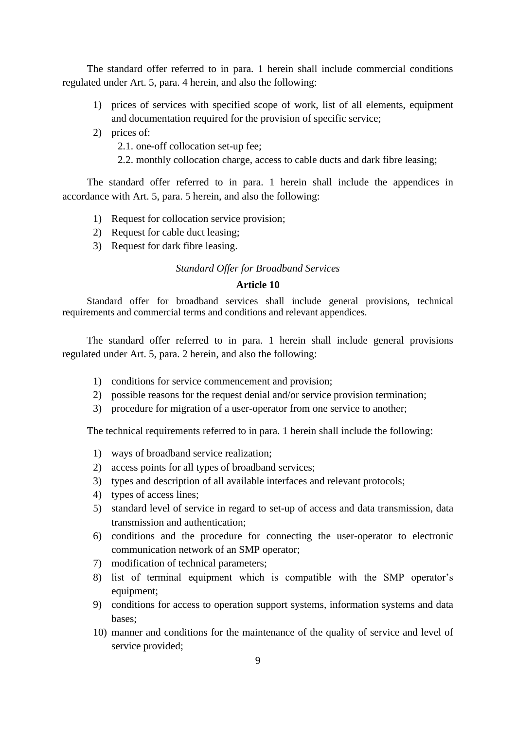The standard offer referred to in para. 1 herein shall include commercial conditions regulated under Art. 5, para. 4 herein, and also the following:

1) prices of services with specified scope of work, list of all elements, equipment and documentation required for the provision of specific service;
2) prices of:
   2.1. one-off collocation set-up fee;
   2.2. monthly collocation charge, access to cable ducts and dark fibre leasing;

The standard offer referred to in para. 1 herein shall include the appendices in accordance with Art. 5, para. 5 herein, and also the following:

1) Request for collocation service provision;
2) Request for cable duct leasing;
3) Request for dark fibre leasing.

*Standard Offer for Broadband Services*

**Article 10**

Standard offer for broadband services shall include general provisions, technical requirements and commercial terms and conditions and relevant appendices.

The standard offer referred to in para. 1 herein shall include general provisions regulated under Art. 5, para. 2 herein, and also the following:

1) conditions for service commencement and provision;
2) possible reasons for the request denial and/or service provision termination;
3) procedure for migration of a user-operator from one service to another;

The technical requirements referred to in para. 1 herein shall include the following:

1) ways of broadband service realization;
2) access points for all types of broadband services;
3) types and description of all available interfaces and relevant protocols;
4) types of access lines;
5) standard level of service in regard to set-up of access and data transmission, data transmission and authentication;
6) conditions and the procedure for connecting the user-operator to electronic communication network of an SMP operator;
7) modification of technical parameters;
8) list of terminal equipment which is compatible with the SMP operator's equipment;
9) conditions for access to operation support systems, information systems and data bases;
10) manner and conditions for the maintenance of the quality of service and level of service provided;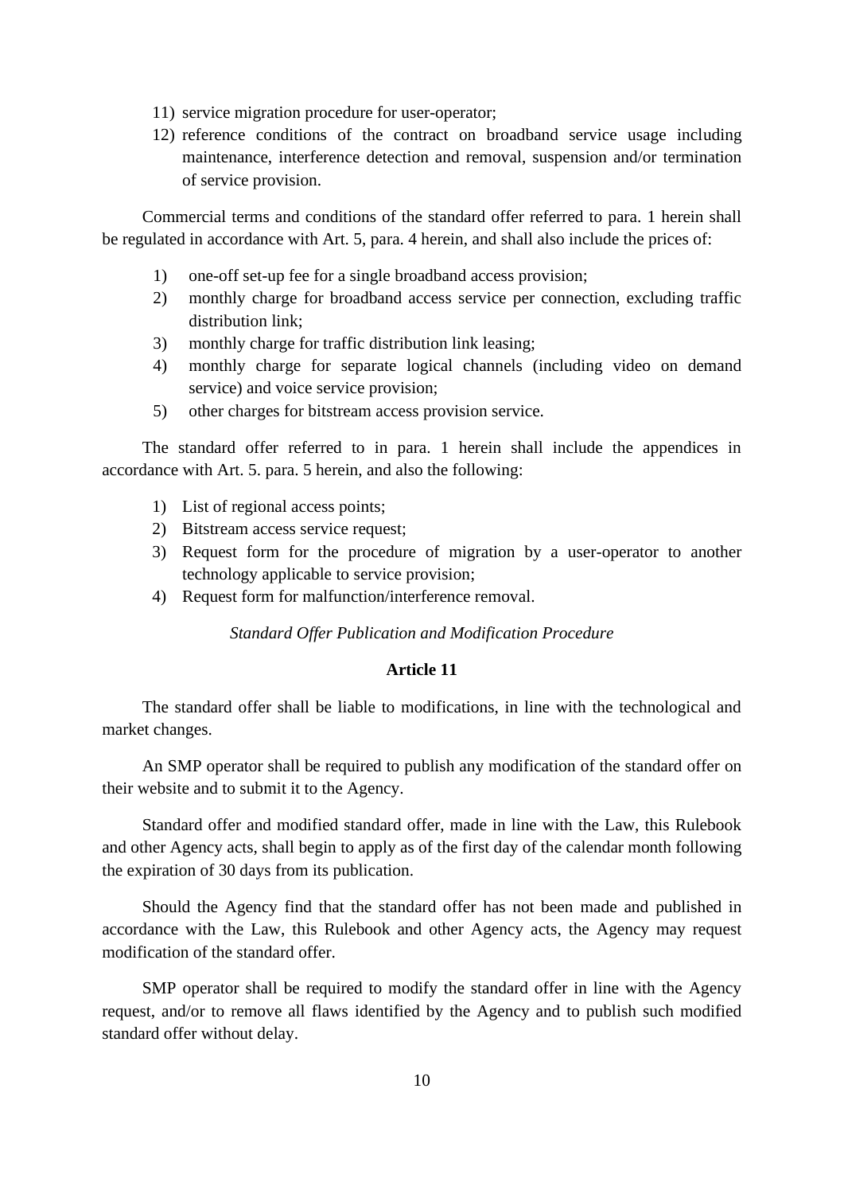11) service migration procedure for user-operator;
12) reference conditions of the contract on broadband service usage including maintenance, interference detection and removal, suspension and/or termination of service provision.

Commercial terms and conditions of the standard offer referred to para. 1 herein shall be regulated in accordance with Art. 5, para. 4 herein, and shall also include the prices of:

1) one-off set-up fee for a single broadband access provision;
2) monthly charge for broadband access service per connection, excluding traffic distribution link;
3) monthly charge for traffic distribution link leasing;
4) monthly charge for separate logical channels (including video on demand service) and voice service provision;
5) other charges for bitstream access provision service.

The standard offer referred to in para. 1 herein shall include the appendices in accordance with Art. 5. para. 5 herein, and also the following:

1) List of regional access points;
2) Bitstream access service request;
3) Request form for the procedure of migration by a user-operator to another technology applicable to service provision;
4) Request form for malfunction/interference removal.

*Standard Offer Publication and Modification Procedure*

**Article 11**

The standard offer shall be liable to modifications, in line with the technological and market changes.

An SMP operator shall be required to publish any modification of the standard offer on their website and to submit it to the Agency.

Standard offer and modified standard offer, made in line with the Law, this Rulebook and other Agency acts, shall begin to apply as of the first day of the calendar month following the expiration of 30 days from its publication.

Should the Agency find that the standard offer has not been made and published in accordance with the Law, this Rulebook and other Agency acts, the Agency may request modification of the standard offer.

SMP operator shall be required to modify the standard offer in line with the Agency request, and/or to remove all flaws identified by the Agency and to publish such modified standard offer without delay.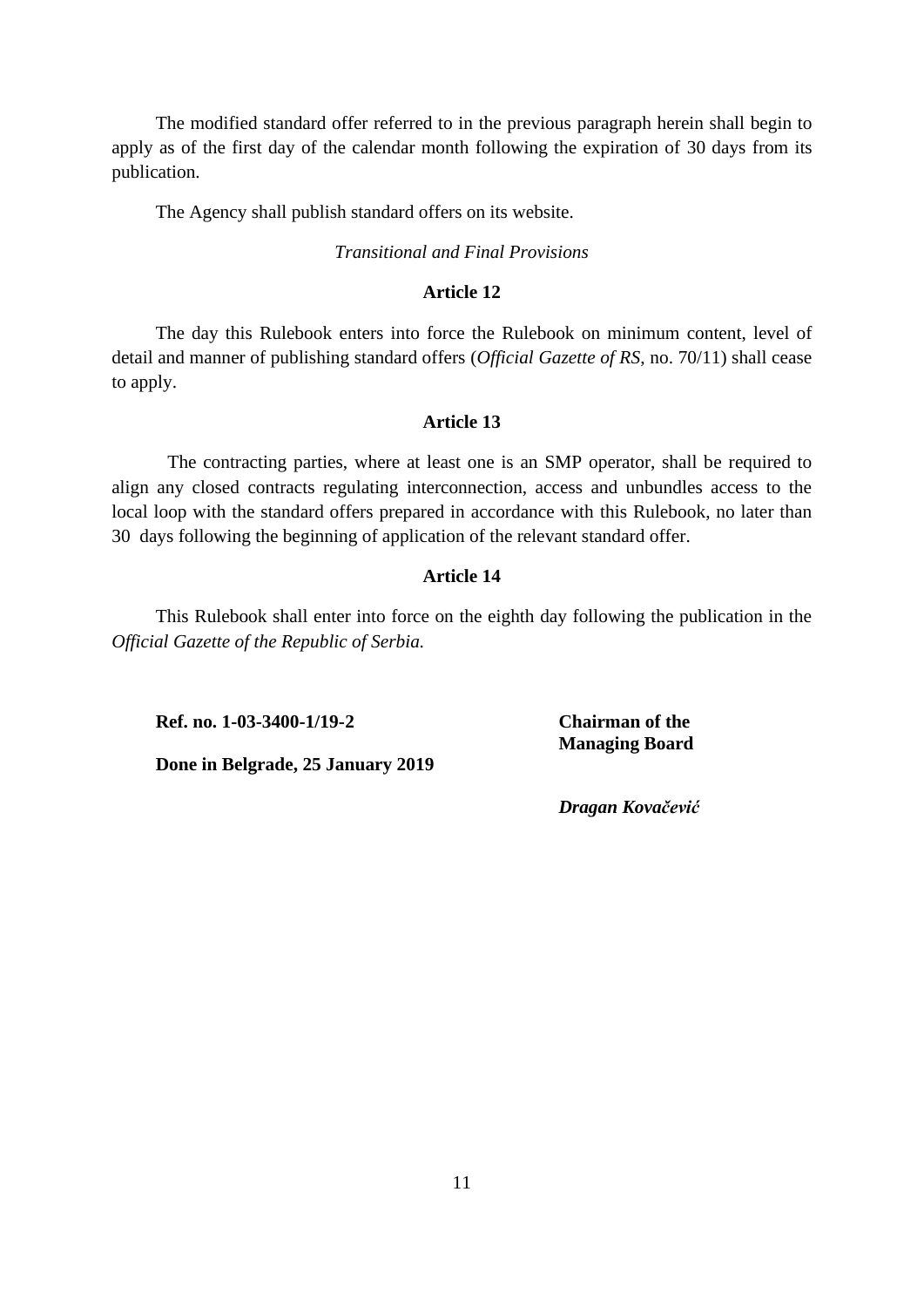The modified standard offer referred to in the previous paragraph herein shall begin to apply as of the first day of the calendar month following the expiration of 30 days from its publication.

The Agency shall publish standard offers on its website.

*Transitional and Final Provisions*

**Article 12**

The day this Rulebook enters into force the Rulebook on minimum content, level of detail and manner of publishing standard offers (*Official Gazette of RS*, no. 70/11) shall cease to apply.

**Article 13**

The contracting parties, where at least one is an SMP operator, shall be required to align any closed contracts regulating interconnection, access and unbundles access to the local loop with the standard offers prepared in accordance with this Rulebook, no later than 30 days following the beginning of application of the relevant standard offer.

**Article 14**

This Rulebook shall enter into force on the eighth day following the publication in the *Official Gazette of the Republic of Serbia.*

**Ref. no. 1-03-3400-1/19-2**

**Done in Belgrade, 25 January 2019**

**Chairman of the Managing Board**

***Dragan Kovačević***